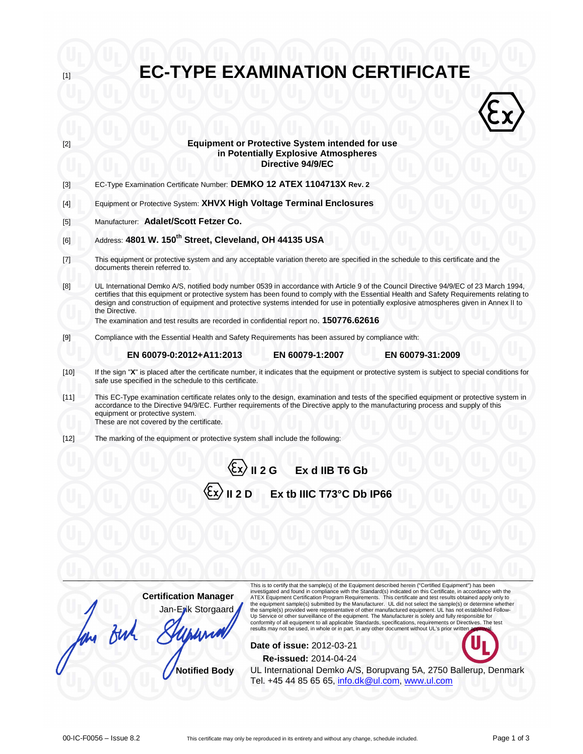[1] # EC-TYPE EXAMINATION CERTIFICATE

[2] **Equipment or Protective System intended for use in Potentially Explosive Atmospheres Directive 94/9/EC**

[3] EC-Type Examination Certificate Number: **DEMKO 12 ATEX 1104713X Rev. 2**

[4] Equipment or Protective System: **XHVX High Voltage Terminal Enclosures**

[5] Manufacturer: **Adalet/Scott Fetzer Co.**

[6] Address: **4801 W. 150th Street, Cleveland, OH 44135 USA**

[7] This equipment or protective system and any acceptable variation thereto are specified in the schedule to this certificate and the documents therein referred to.

[8] UL International Demko A/S, notified body number 0539 in accordance with Article 9 of the Council Directive 94/9/EC of 23 March 1994, certifies that this equipment or protective system has been found to comply with the Essential Health and Safety Requirements relating to design and construction of equipment and protective systems intended for use in potentially explosive atmospheres given in Annex II to the Directive.
The examination and test results are recorded in confidential report no. **150776.62616**

[9] Compliance with the Essential Health and Safety Requirements has been assured by compliance with:

**EN 60079-0:2012+A11:2013** **EN 60079-1:2007** **EN 60079-31:2009**

[10] If the sign "**X**" is placed after the certificate number, it indicates that the equipment or protective system is subject to special conditions for safe use specified in the schedule to this certificate.

[11] This EC-Type examination certificate relates only to the design, examination and tests of the specified equipment or protective system in accordance to the Directive 94/9/EC. Further requirements of the Directive apply to the manufacturing process and supply of this equipment or protective system.
These are not covered by the certificate.

[12] The marking of the equipment or protective system shall include the following:

**Ex II 2 G Ex d IIB T6 Gb**

**Ex II 2 D Ex tb IIIC T73°C Db IP66**

**Certification Manager**
Jan-Erik Storgaard

**Notified Body**

This is to certify that the sample(s) of the Equipment described herein ("Certified Equipment") has been investigated and found in compliance with the Standard(s) indicated on this Certificate, in accordance with the ATEX Equipment Certification Program Requirements. This certificate and test results obtained apply only to the equipment sample(s) submitted by the Manufacturer. UL did not select the sample(s) or determine whether the sample(s) provided were representative of other manufactured equipment. UL has not established Follow-Up Service or other surveillance of the equipment. The Manufacturer is solely and fully responsible for conformity of all equipment to all applicable Standards, specifications, requirements or Directives. The test results may not be used, in whole or in part, in any other document without UL's prior written approval.

**Date of issue:** 2012-03-21
**Re-issued:** 2014-04-24

UL International Demko A/S, Borupvang 5A, 2750 Ballerup, Denmark
Tel. +45 44 85 65 65, info.dk@ul.com, www.ul.com

00-IC-F0056 – Issue 8.2

This certificate may only be reproduced in its entirety and without any change, schedule included.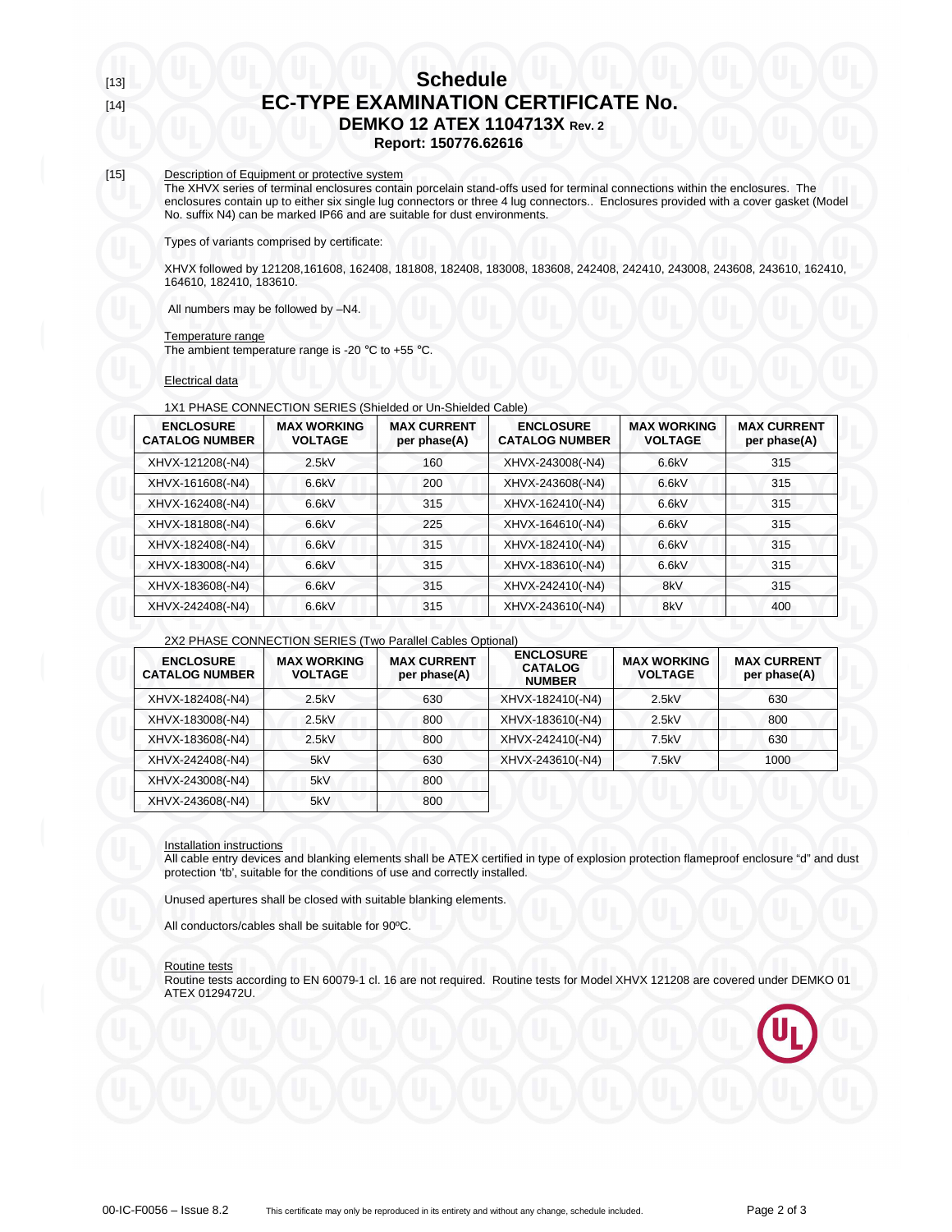[13]

# Schedule

[14]

## EC-TYPE EXAMINATION CERTIFICATE No.

### DEMKO 12 ATEX 1104713X Rev. 2

**Report: 150776.62616**

[15] Description of Equipment or protective system

The XHVX series of terminal enclosures contain porcelain stand-offs used for terminal connections within the enclosures. The enclosures contain up to either six single lug connectors or three 4 lug connectors.. Enclosures provided with a cover gasket (Model No. suffix N4) can be marked IP66 and are suitable for dust environments.

Types of variants comprised by certificate:

XHVX followed by 121208,161608, 162408, 181808, 182408, 183008, 183608, 242408, 242410, 243008, 243608, 243610, 162410, 164610, 182410, 183610.

All numbers may be followed by –N4.

Temperature range

The ambient temperature range is -20 °C to +55 °C.

Electrical data

1X1 PHASE CONNECTION SERIES (Shielded or Un-Shielded Cable)

| ENCLOSURE CATALOG NUMBER | MAX WORKING VOLTAGE | MAX CURRENT per phase(A) | ENCLOSURE CATALOG NUMBER | MAX WORKING VOLTAGE | MAX CURRENT per phase(A) |
|---|---|---|---|---|---|
| XHVX-121208(-N4) | 2.5kV | 160 | XHVX-243008(-N4) | 6.6kV | 315 |
| XHVX-161608(-N4) | 6.6kV | 200 | XHVX-243608(-N4) | 6.6kV | 315 |
| XHVX-162408(-N4) | 6.6kV | 315 | XHVX-162410(-N4) | 6.6kV | 315 |
| XHVX-181808(-N4) | 6.6kV | 225 | XHVX-164610(-N4) | 6.6kV | 315 |
| XHVX-182408(-N4) | 6.6kV | 315 | XHVX-182410(-N4) | 6.6kV | 315 |
| XHVX-183008(-N4) | 6.6kV | 315 | XHVX-183610(-N4) | 6.6kV | 315 |
| XHVX-183608(-N4) | 6.6kV | 315 | XHVX-242410(-N4) | 8kV | 315 |
| XHVX-242408(-N4) | 6.6kV | 315 | XHVX-243610(-N4) | 8kV | 400 |

2X2 PHASE CONNECTION SERIES (Two Parallel Cables Optional)

| ENCLOSURE CATALOG NUMBER | MAX WORKING VOLTAGE | MAX CURRENT per phase(A) | ENCLOSURE CATALOG NUMBER | MAX WORKING VOLTAGE | MAX CURRENT per phase(A) |
|---|---|---|---|---|---|
| XHVX-182408(-N4) | 2.5kV | 630 | XHVX-182410(-N4) | 2.5kV | 630 |
| XHVX-183008(-N4) | 2.5kV | 800 | XHVX-183610(-N4) | 2.5kV | 800 |
| XHVX-183608(-N4) | 2.5kV | 800 | XHVX-242410(-N4) | 7.5kV | 630 |
| XHVX-242408(-N4) | 5kV | 630 | XHVX-243610(-N4) | 7.5kV | 1000 |
| XHVX-243008(-N4) | 5kV | 800 | | | |
| XHVX-243608(-N4) | 5kV | 800 | | | |

Installation instructions

All cable entry devices and blanking elements shall be ATEX certified in type of explosion protection flameproof enclosure "d" and dust protection 'tb', suitable for the conditions of use and correctly installed.

Unused apertures shall be closed with suitable blanking elements.

All conductors/cables shall be suitable for 90ºC.

Routine tests

Routine tests according to EN 60079-1 cl. 16 are not required. Routine tests for Model XHVX 121208 are covered under DEMKO 01 ATEX 0129472U.

00-IC-F0056 – Issue 8.2 This certificate may only be reproduced in its entirety and without any change, schedule included.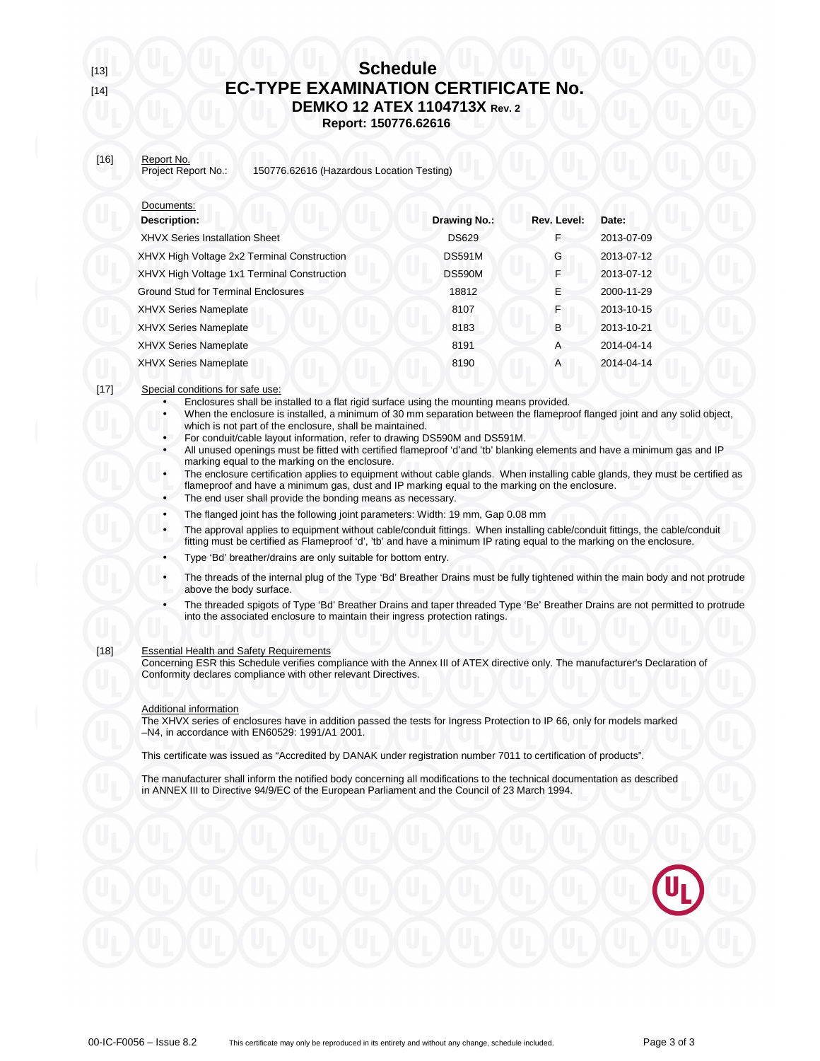[13] **Schedule**

[14] **EC-TYPE EXAMINATION CERTIFICATE No.**

**DEMKO 12 ATEX 1104713X Rev. 2**

**Report: 150776.62616**

[16] Report No.

Project Report No.: 150776.62616 (Hazardous Location Testing)

Documents:

| Description: | Drawing No.: | Rev. Level: | Date: |
|---|---|---|---|
| XHVX Series Installation Sheet | DS629 | F | 2013-07-09 |
| XHVX High Voltage 2x2 Terminal Construction | DS591M | G | 2013-07-12 |
| XHVX High Voltage 1x1 Terminal Construction | DS590M | F | 2013-07-12 |
| Ground Stud for Terminal Enclosures | 18812 | E | 2000-11-29 |
| XHVX Series Nameplate | 8107 | F | 2013-10-15 |
| XHVX Series Nameplate | 8183 | B | 2013-10-21 |
| XHVX Series Nameplate | 8191 | A | 2014-04-14 |
| XHVX Series Nameplate | 8190 | A | 2014-04-14 |

[17] Special conditions for safe use:

- Enclosures shall be installed to a flat rigid surface using the mounting means provided.
- When the enclosure is installed, a minimum of 30 mm separation between the flameproof flanged joint and any solid object, which is not part of the enclosure, shall be maintained.
- For conduit/cable layout information, refer to drawing DS590M and DS591M.
- All unused openings must be fitted with certified flameproof 'd'and 'tb' blanking elements and have a minimum gas and IP marking equal to the marking on the enclosure.
- The enclosure certification applies to equipment without cable glands. When installing cable glands, they must be certified as flameproof and have a minimum gas, dust and IP marking equal to the marking on the enclosure.
- The end user shall provide the bonding means as necessary.
- The flanged joint has the following joint parameters: Width: 19 mm, Gap 0.08 mm
- The approval applies to equipment without cable/conduit fittings. When installing cable/conduit fittings, the cable/conduit fitting must be certified as Flameproof 'd', 'tb' and have a minimum IP rating equal to the marking on the enclosure.
- Type 'Bd' breather/drains are only suitable for bottom entry.
- The threads of the internal plug of the Type 'Bd' Breather Drains must be fully tightened within the main body and not protrude above the body surface.
- The threaded spigots of Type 'Bd' Breather Drains and taper threaded Type 'Be' Breather Drains are not permitted to protrude into the associated enclosure to maintain their ingress protection ratings.

[18] Essential Health and Safety Requirements

Concerning ESR this Schedule verifies compliance with the Annex III of ATEX directive only. The manufacturer's Declaration of Conformity declares compliance with other relevant Directives.

Additional information

The XHVX series of enclosures have in addition passed the tests for Ingress Protection to IP 66, only for models marked –N4, in accordance with EN60529: 1991/A1 2001.

This certificate was issued as "Accredited by DANAK under registration number 7011 to certification of products".

The manufacturer shall inform the notified body concerning all modifications to the technical documentation as described in ANNEX III to Directive 94/9/EC of the European Parliament and the Council of 23 March 1994.

00-IC-F0056 – Issue 8.2 This certificate may only be reproduced in its entirety and without any change, schedule included.